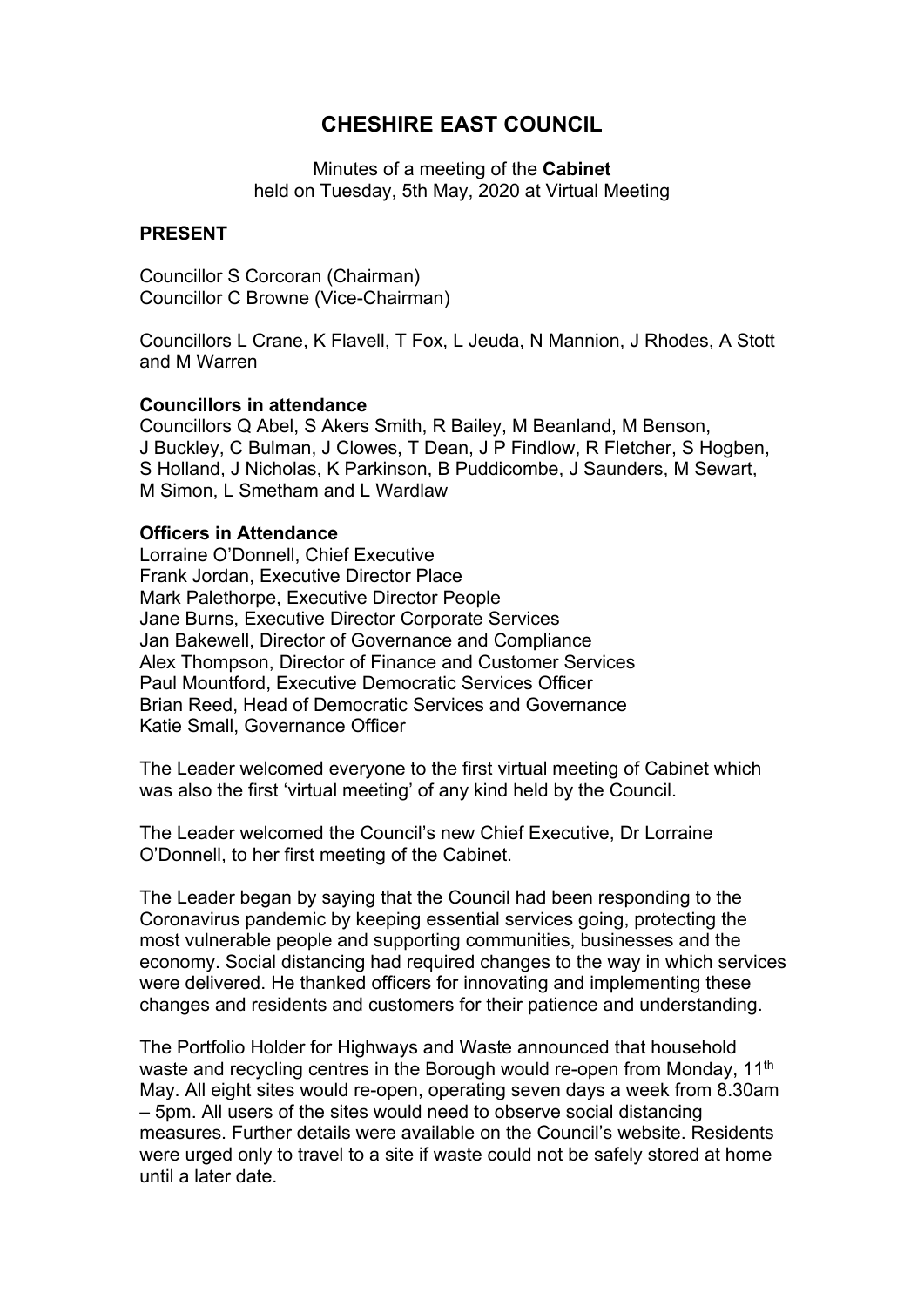# CHESHIRE EAST COUNCIL

Minutes of a meeting of the **Cabinet**
held on Tuesday, 5th May, 2020 at Virtual Meeting

## PRESENT

Councillor S Corcoran (Chairman)
Councillor C Browne (Vice-Chairman)

Councillors L Crane, K Flavell, T Fox, L Jeuda, N Mannion, J Rhodes, A Stott and M Warren

### Councillors in attendance

Councillors Q Abel, S Akers Smith, R Bailey, M Beanland, M Benson, J Buckley, C Bulman, J Clowes, T Dean, J P Findlow, R Fletcher, S Hogben, S Holland, J Nicholas, K Parkinson, B Puddicombe, J Saunders, M Sewart, M Simon, L Smetham and L Wardlaw

### Officers in Attendance

Lorraine O'Donnell, Chief Executive
Frank Jordan, Executive Director Place
Mark Palethorpe, Executive Director People
Jane Burns, Executive Director Corporate Services
Jan Bakewell, Director of Governance and Compliance
Alex Thompson, Director of Finance and Customer Services
Paul Mountford, Executive Democratic Services Officer
Brian Reed, Head of Democratic Services and Governance
Katie Small, Governance Officer

The Leader welcomed everyone to the first virtual meeting of Cabinet which was also the first 'virtual meeting' of any kind held by the Council.

The Leader welcomed the Council's new Chief Executive, Dr Lorraine O'Donnell, to her first meeting of the Cabinet.

The Leader began by saying that the Council had been responding to the Coronavirus pandemic by keeping essential services going, protecting the most vulnerable people and supporting communities, businesses and the economy. Social distancing had required changes to the way in which services were delivered. He thanked officers for innovating and implementing these changes and residents and customers for their patience and understanding.

The Portfolio Holder for Highways and Waste announced that household waste and recycling centres in the Borough would re-open from Monday, 11th May. All eight sites would re-open, operating seven days a week from 8.30am – 5pm. All users of the sites would need to observe social distancing measures. Further details were available on the Council's website. Residents were urged only to travel to a site if waste could not be safely stored at home until a later date.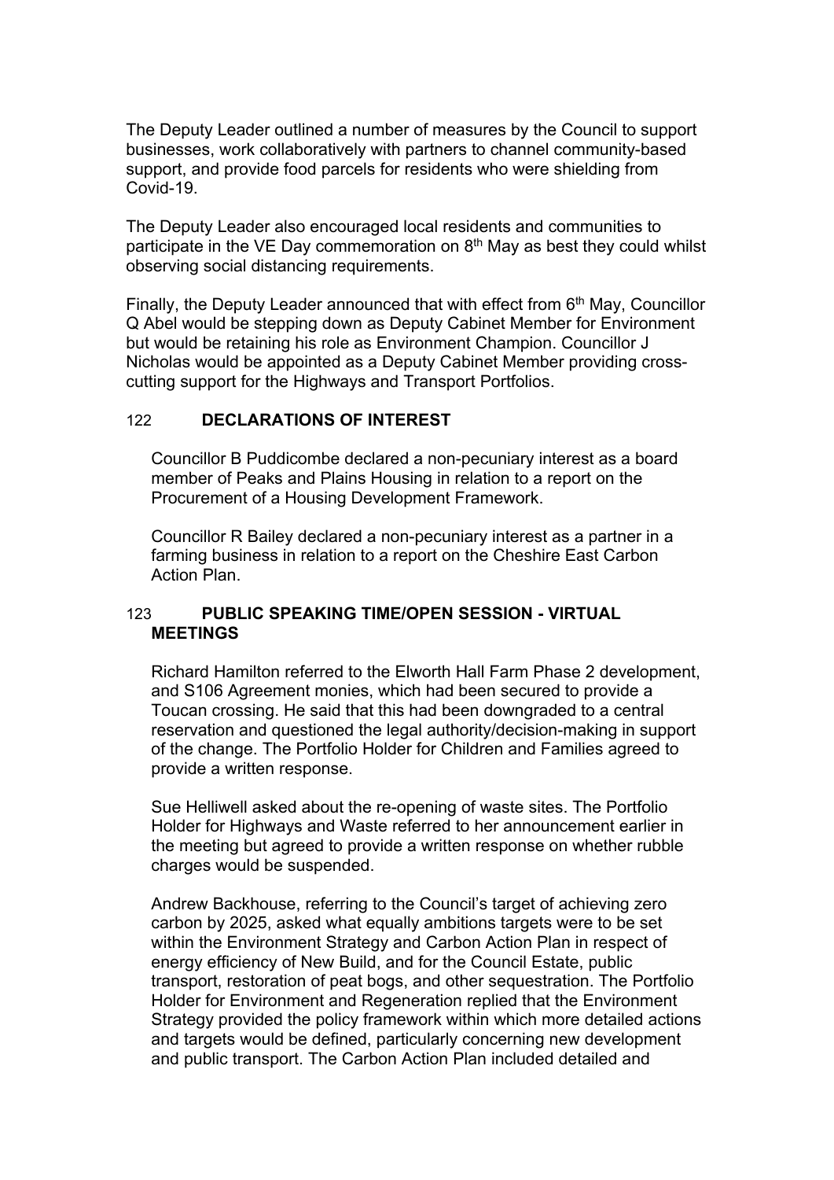The Deputy Leader outlined a number of measures by the Council to support businesses, work collaboratively with partners to channel community-based support, and provide food parcels for residents who were shielding from Covid-19.

The Deputy Leader also encouraged local residents and communities to participate in the VE Day commemoration on 8th May as best they could whilst observing social distancing requirements.

Finally, the Deputy Leader announced that with effect from 6th May, Councillor Q Abel would be stepping down as Deputy Cabinet Member for Environment but would be retaining his role as Environment Champion. Councillor J Nicholas would be appointed as a Deputy Cabinet Member providing cross-cutting support for the Highways and Transport Portfolios.

## 122 DECLARATIONS OF INTEREST

Councillor B Puddicombe declared a non-pecuniary interest as a board member of Peaks and Plains Housing in relation to a report on the Procurement of a Housing Development Framework.

Councillor R Bailey declared a non-pecuniary interest as a partner in a farming business in relation to a report on the Cheshire East Carbon Action Plan.

## 123 PUBLIC SPEAKING TIME/OPEN SESSION - VIRTUAL MEETINGS

Richard Hamilton referred to the Elworth Hall Farm Phase 2 development, and S106 Agreement monies, which had been secured to provide a Toucan crossing. He said that this had been downgraded to a central reservation and questioned the legal authority/decision-making in support of the change. The Portfolio Holder for Children and Families agreed to provide a written response.

Sue Helliwell asked about the re-opening of waste sites. The Portfolio Holder for Highways and Waste referred to her announcement earlier in the meeting but agreed to provide a written response on whether rubble charges would be suspended.

Andrew Backhouse, referring to the Council's target of achieving zero carbon by 2025, asked what equally ambitions targets were to be set within the Environment Strategy and Carbon Action Plan in respect of energy efficiency of New Build, and for the Council Estate, public transport, restoration of peat bogs, and other sequestration. The Portfolio Holder for Environment and Regeneration replied that the Environment Strategy provided the policy framework within which more detailed actions and targets would be defined, particularly concerning new development and public transport. The Carbon Action Plan included detailed and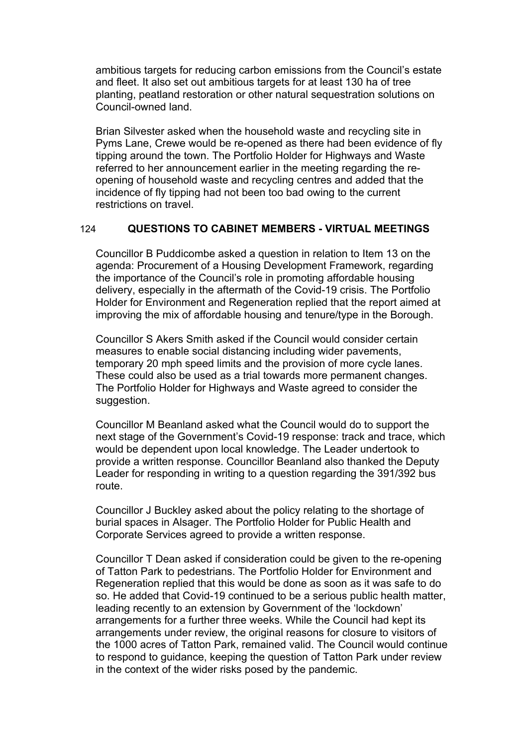ambitious targets for reducing carbon emissions from the Council's estate and fleet. It also set out ambitious targets for at least 130 ha of tree planting, peatland restoration or other natural sequestration solutions on Council-owned land.

Brian Silvester asked when the household waste and recycling site in Pyms Lane, Crewe would be re-opened as there had been evidence of fly tipping around the town. The Portfolio Holder for Highways and Waste referred to her announcement earlier in the meeting regarding the re-opening of household waste and recycling centres and added that the incidence of fly tipping had not been too bad owing to the current restrictions on travel.

## 124 QUESTIONS TO CABINET MEMBERS - VIRTUAL MEETINGS

Councillor B Puddicombe asked a question in relation to Item 13 on the agenda: Procurement of a Housing Development Framework, regarding the importance of the Council's role in promoting affordable housing delivery, especially in the aftermath of the Covid-19 crisis. The Portfolio Holder for Environment and Regeneration replied that the report aimed at improving the mix of affordable housing and tenure/type in the Borough.

Councillor S Akers Smith asked if the Council would consider certain measures to enable social distancing including wider pavements, temporary 20 mph speed limits and the provision of more cycle lanes. These could also be used as a trial towards more permanent changes. The Portfolio Holder for Highways and Waste agreed to consider the suggestion.

Councillor M Beanland asked what the Council would do to support the next stage of the Government's Covid-19 response: track and trace, which would be dependent upon local knowledge. The Leader undertook to provide a written response. Councillor Beanland also thanked the Deputy Leader for responding in writing to a question regarding the 391/392 bus route.

Councillor J Buckley asked about the policy relating to the shortage of burial spaces in Alsager. The Portfolio Holder for Public Health and Corporate Services agreed to provide a written response.

Councillor T Dean asked if consideration could be given to the re-opening of Tatton Park to pedestrians. The Portfolio Holder for Environment and Regeneration replied that this would be done as soon as it was safe to do so. He added that Covid-19 continued to be a serious public health matter, leading recently to an extension by Government of the 'lockdown' arrangements for a further three weeks. While the Council had kept its arrangements under review, the original reasons for closure to visitors of the 1000 acres of Tatton Park, remained valid. The Council would continue to respond to guidance, keeping the question of Tatton Park under review in the context of the wider risks posed by the pandemic.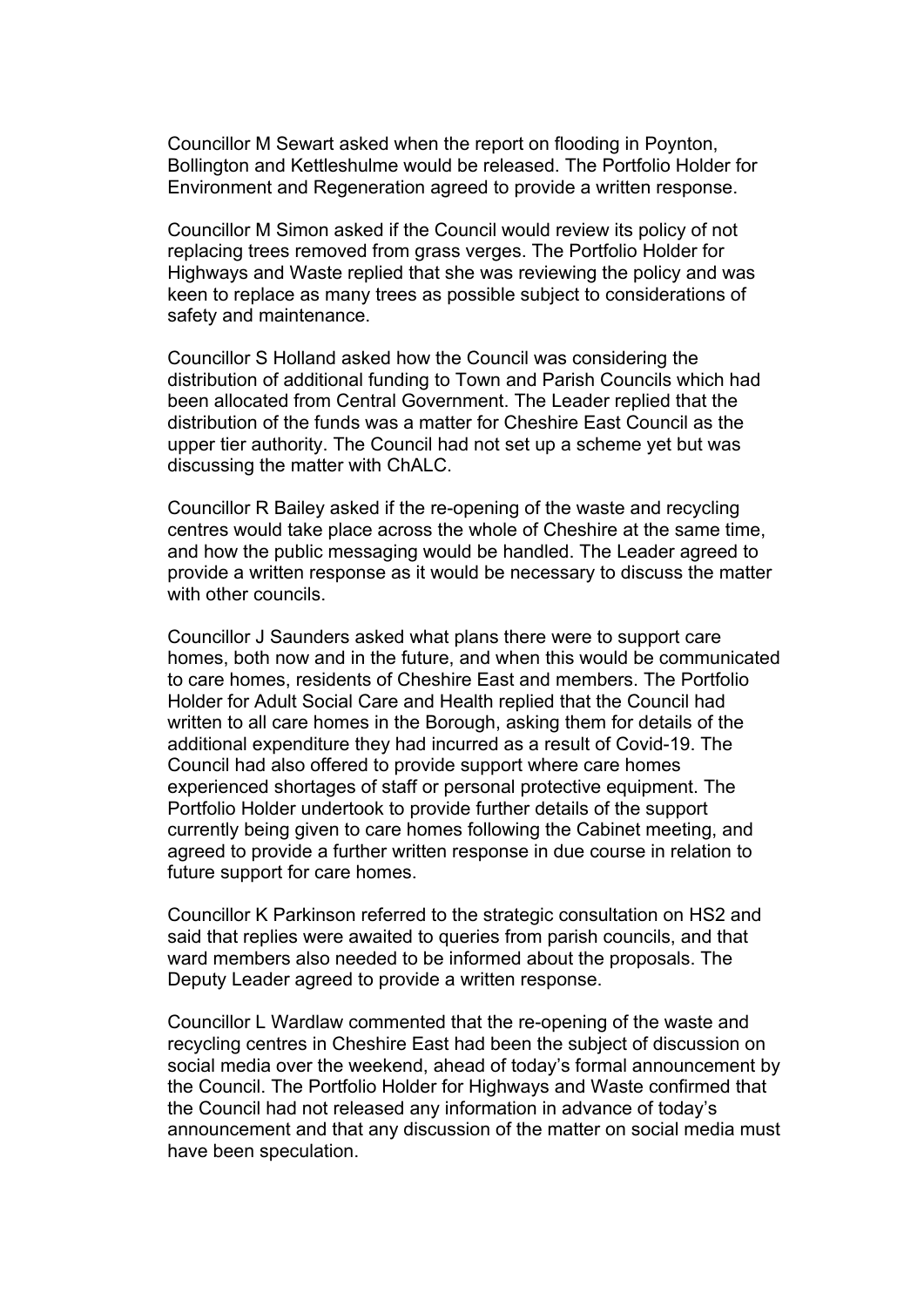Councillor M Sewart asked when the report on flooding in Poynton, Bollington and Kettleshulme would be released. The Portfolio Holder for Environment and Regeneration agreed to provide a written response.

Councillor M Simon asked if the Council would review its policy of not replacing trees removed from grass verges. The Portfolio Holder for Highways and Waste replied that she was reviewing the policy and was keen to replace as many trees as possible subject to considerations of safety and maintenance.

Councillor S Holland asked how the Council was considering the distribution of additional funding to Town and Parish Councils which had been allocated from Central Government. The Leader replied that the distribution of the funds was a matter for Cheshire East Council as the upper tier authority. The Council had not set up a scheme yet but was discussing the matter with ChALC.

Councillor R Bailey asked if the re-opening of the waste and recycling centres would take place across the whole of Cheshire at the same time, and how the public messaging would be handled. The Leader agreed to provide a written response as it would be necessary to discuss the matter with other councils.

Councillor J Saunders asked what plans there were to support care homes, both now and in the future, and when this would be communicated to care homes, residents of Cheshire East and members. The Portfolio Holder for Adult Social Care and Health replied that the Council had written to all care homes in the Borough, asking them for details of the additional expenditure they had incurred as a result of Covid-19. The Council had also offered to provide support where care homes experienced shortages of staff or personal protective equipment. The Portfolio Holder undertook to provide further details of the support currently being given to care homes following the Cabinet meeting, and agreed to provide a further written response in due course in relation to future support for care homes.

Councillor K Parkinson referred to the strategic consultation on HS2 and said that replies were awaited to queries from parish councils, and that ward members also needed to be informed about the proposals. The Deputy Leader agreed to provide a written response.

Councillor L Wardlaw commented that the re-opening of the waste and recycling centres in Cheshire East had been the subject of discussion on social media over the weekend, ahead of today's formal announcement by the Council. The Portfolio Holder for Highways and Waste confirmed that the Council had not released any information in advance of today's announcement and that any discussion of the matter on social media must have been speculation.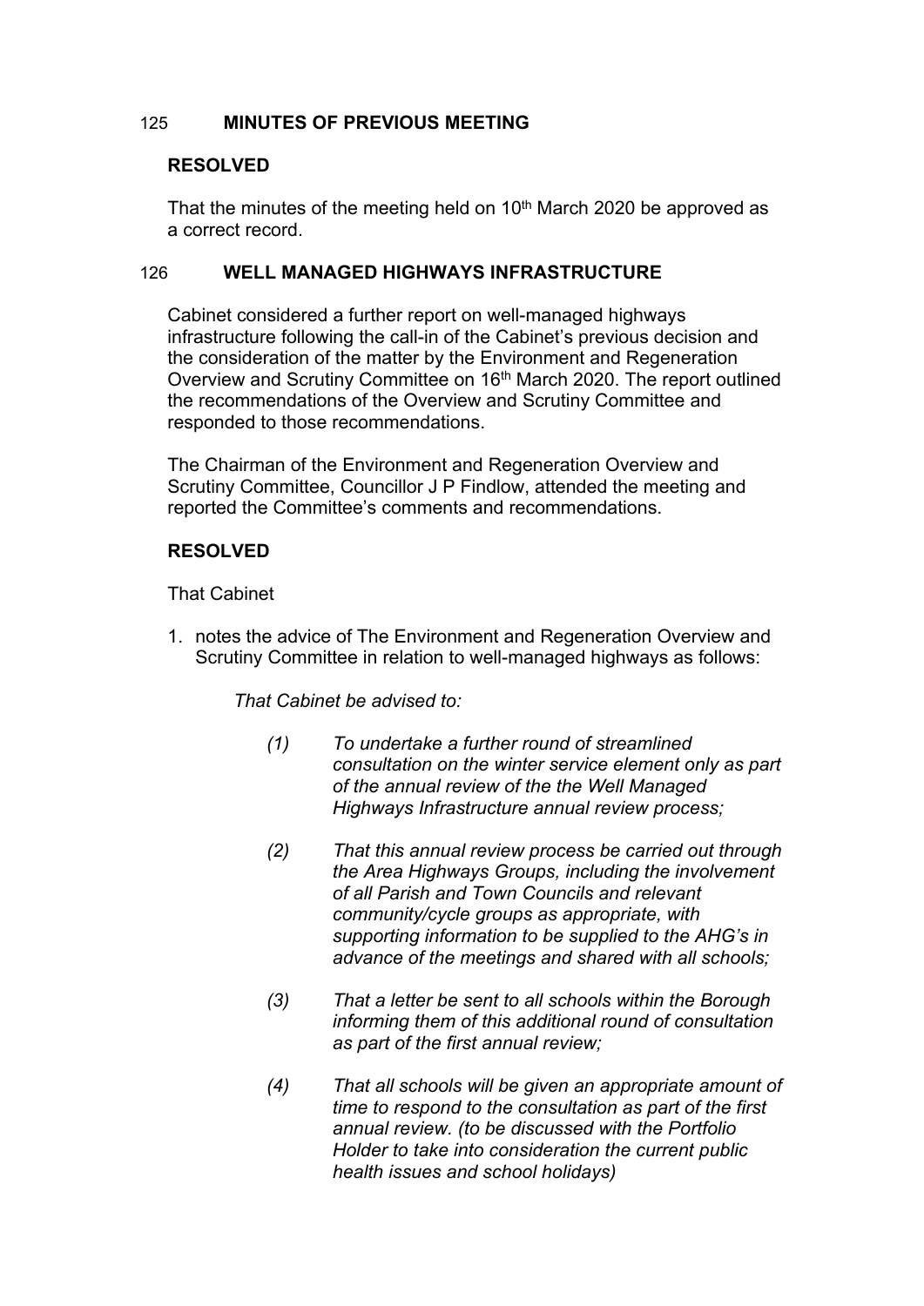## 125 **MINUTES OF PREVIOUS MEETING**

**RESOLVED**

That the minutes of the meeting held on 10th March 2020 be approved as a correct record.

## 126 **WELL MANAGED HIGHWAYS INFRASTRUCTURE**

Cabinet considered a further report on well-managed highways infrastructure following the call-in of the Cabinet's previous decision and the consideration of the matter by the Environment and Regeneration Overview and Scrutiny Committee on 16th March 2020. The report outlined the recommendations of the Overview and Scrutiny Committee and responded to those recommendations.

The Chairman of the Environment and Regeneration Overview and Scrutiny Committee, Councillor J P Findlow, attended the meeting and reported the Committee's comments and recommendations.

**RESOLVED**

That Cabinet

1. notes the advice of The Environment and Regeneration Overview and Scrutiny Committee in relation to well-managed highways as follows:

   *That Cabinet be advised to:*

   *(1) To undertake a further round of streamlined consultation on the winter service element only as part of the annual review of the the Well Managed Highways Infrastructure annual review process;*

   *(2) That this annual review process be carried out through the Area Highways Groups, including the involvement of all Parish and Town Councils and relevant community/cycle groups as appropriate, with supporting information to be supplied to the AHG's in advance of the meetings and shared with all schools;*

   *(3) That a letter be sent to all schools within the Borough informing them of this additional round of consultation as part of the first annual review;*

   *(4) That all schools will be given an appropriate amount of time to respond to the consultation as part of the first annual review. (to be discussed with the Portfolio Holder to take into consideration the current public health issues and school holidays)*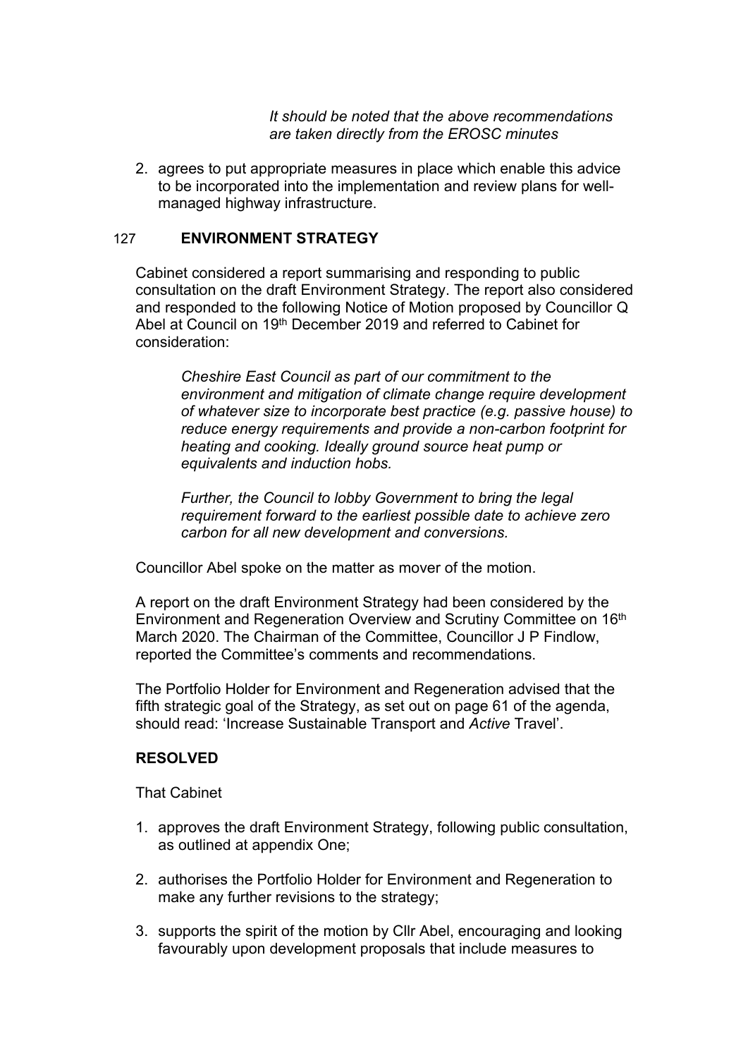*It should be noted that the above recommendations are taken directly from the EROSC minutes*

2. agrees to put appropriate measures in place which enable this advice to be incorporated into the implementation and review plans for well-managed highway infrastructure.

## 127 ENVIRONMENT STRATEGY

Cabinet considered a report summarising and responding to public consultation on the draft Environment Strategy. The report also considered and responded to the following Notice of Motion proposed by Councillor Q Abel at Council on 19th December 2019 and referred to Cabinet for consideration:

> *Cheshire East Council as part of our commitment to the environment and mitigation of climate change require development of whatever size to incorporate best practice (e.g. passive house) to reduce energy requirements and provide a non-carbon footprint for heating and cooking. Ideally ground source heat pump or equivalents and induction hobs.*
>
> *Further, the Council to lobby Government to bring the legal requirement forward to the earliest possible date to achieve zero carbon for all new development and conversions.*

Councillor Abel spoke on the matter as mover of the motion.

A report on the draft Environment Strategy had been considered by the Environment and Regeneration Overview and Scrutiny Committee on 16th March 2020. The Chairman of the Committee, Councillor J P Findlow, reported the Committee's comments and recommendations.

The Portfolio Holder for Environment and Regeneration advised that the fifth strategic goal of the Strategy, as set out on page 61 of the agenda, should read: 'Increase Sustainable Transport and *Active* Travel'.

**RESOLVED**

That Cabinet

1. approves the draft Environment Strategy, following public consultation, as outlined at appendix One;
2. authorises the Portfolio Holder for Environment and Regeneration to make any further revisions to the strategy;
3. supports the spirit of the motion by Cllr Abel, encouraging and looking favourably upon development proposals that include measures to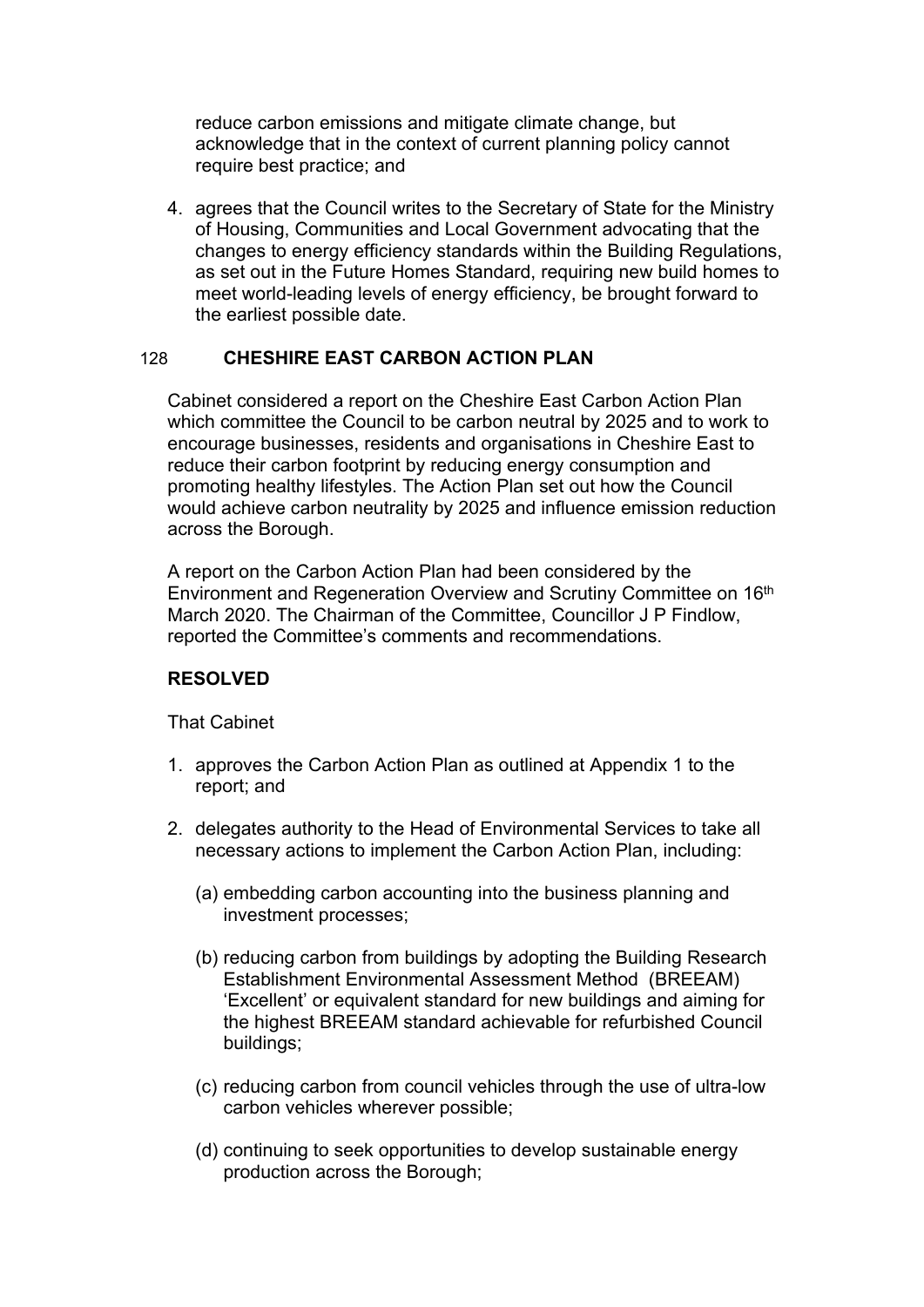reduce carbon emissions and mitigate climate change, but acknowledge that in the context of current planning policy cannot require best practice; and

4. agrees that the Council writes to the Secretary of State for the Ministry of Housing, Communities and Local Government advocating that the changes to energy efficiency standards within the Building Regulations, as set out in the Future Homes Standard, requiring new build homes to meet world-leading levels of energy efficiency, be brought forward to the earliest possible date.

## 128 CHESHIRE EAST CARBON ACTION PLAN

Cabinet considered a report on the Cheshire East Carbon Action Plan which committee the Council to be carbon neutral by 2025 and to work to encourage businesses, residents and organisations in Cheshire East to reduce their carbon footprint by reducing energy consumption and promoting healthy lifestyles. The Action Plan set out how the Council would achieve carbon neutrality by 2025 and influence emission reduction across the Borough.

A report on the Carbon Action Plan had been considered by the Environment and Regeneration Overview and Scrutiny Committee on 16th March 2020. The Chairman of the Committee, Councillor J P Findlow, reported the Committee's comments and recommendations.

**RESOLVED**

That Cabinet

1. approves the Carbon Action Plan as outlined at Appendix 1 to the report; and

2. delegates authority to the Head of Environmental Services to take all necessary actions to implement the Carbon Action Plan, including:

   (a) embedding carbon accounting into the business planning and investment processes;

   (b) reducing carbon from buildings by adopting the Building Research Establishment Environmental Assessment Method (BREEAM) 'Excellent' or equivalent standard for new buildings and aiming for the highest BREEAM standard achievable for refurbished Council buildings;

   (c) reducing carbon from council vehicles through the use of ultra-low carbon vehicles wherever possible;

   (d) continuing to seek opportunities to develop sustainable energy production across the Borough;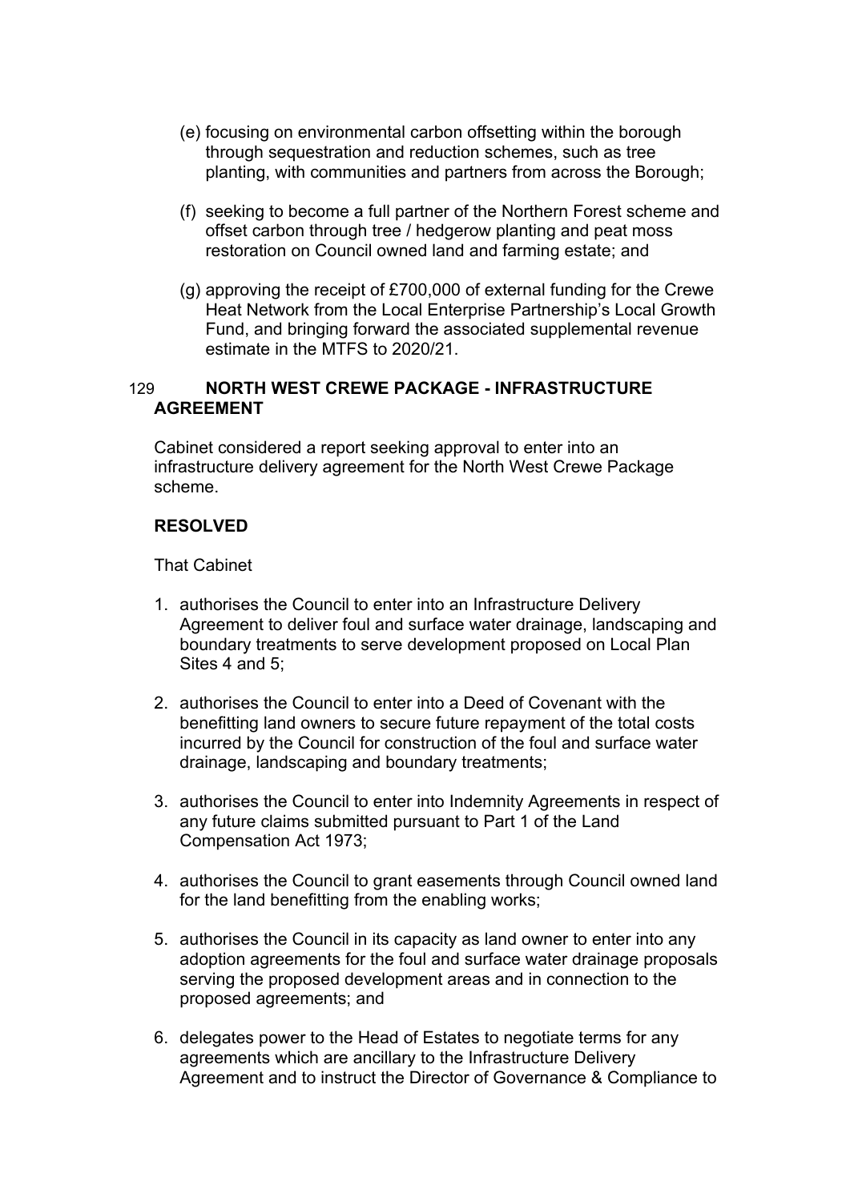(e) focusing on environmental carbon offsetting within the borough through sequestration and reduction schemes, such as tree planting, with communities and partners from across the Borough;

(f) seeking to become a full partner of the Northern Forest scheme and offset carbon through tree / hedgerow planting and peat moss restoration on Council owned land and farming estate; and

(g) approving the receipt of £700,000 of external funding for the Crewe Heat Network from the Local Enterprise Partnership's Local Growth Fund, and bringing forward the associated supplemental revenue estimate in the MTFS to 2020/21.

## 129 NORTH WEST CREWE PACKAGE - INFRASTRUCTURE AGREEMENT

Cabinet considered a report seeking approval to enter into an infrastructure delivery agreement for the North West Crewe Package scheme.

**RESOLVED**

That Cabinet

1. authorises the Council to enter into an Infrastructure Delivery Agreement to deliver foul and surface water drainage, landscaping and boundary treatments to serve development proposed on Local Plan Sites 4 and 5;

2. authorises the Council to enter into a Deed of Covenant with the benefitting land owners to secure future repayment of the total costs incurred by the Council for construction of the foul and surface water drainage, landscaping and boundary treatments;

3. authorises the Council to enter into Indemnity Agreements in respect of any future claims submitted pursuant to Part 1 of the Land Compensation Act 1973;

4. authorises the Council to grant easements through Council owned land for the land benefitting from the enabling works;

5. authorises the Council in its capacity as land owner to enter into any adoption agreements for the foul and surface water drainage proposals serving the proposed development areas and in connection to the proposed agreements; and

6. delegates power to the Head of Estates to negotiate terms for any agreements which are ancillary to the Infrastructure Delivery Agreement and to instruct the Director of Governance & Compliance to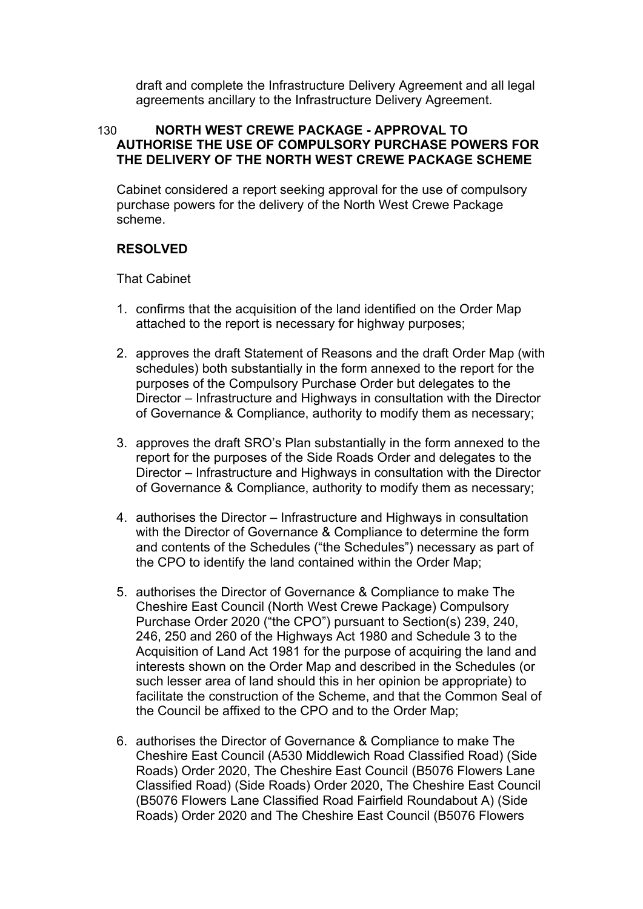draft and complete the Infrastructure Delivery Agreement and all legal agreements ancillary to the Infrastructure Delivery Agreement.

## 130 NORTH WEST CREWE PACKAGE - APPROVAL TO AUTHORISE THE USE OF COMPULSORY PURCHASE POWERS FOR THE DELIVERY OF THE NORTH WEST CREWE PACKAGE SCHEME

Cabinet considered a report seeking approval for the use of compulsory purchase powers for the delivery of the North West Crewe Package scheme.

**RESOLVED**

That Cabinet

1. confirms that the acquisition of the land identified on the Order Map attached to the report is necessary for highway purposes;

2. approves the draft Statement of Reasons and the draft Order Map (with schedules) both substantially in the form annexed to the report for the purposes of the Compulsory Purchase Order but delegates to the Director – Infrastructure and Highways in consultation with the Director of Governance & Compliance, authority to modify them as necessary;

3. approves the draft SRO's Plan substantially in the form annexed to the report for the purposes of the Side Roads Order and delegates to the Director – Infrastructure and Highways in consultation with the Director of Governance & Compliance, authority to modify them as necessary;

4. authorises the Director – Infrastructure and Highways in consultation with the Director of Governance & Compliance to determine the form and contents of the Schedules ("the Schedules") necessary as part of the CPO to identify the land contained within the Order Map;

5. authorises the Director of Governance & Compliance to make The Cheshire East Council (North West Crewe Package) Compulsory Purchase Order 2020 ("the CPO") pursuant to Section(s) 239, 240, 246, 250 and 260 of the Highways Act 1980 and Schedule 3 to the Acquisition of Land Act 1981 for the purpose of acquiring the land and interests shown on the Order Map and described in the Schedules (or such lesser area of land should this in her opinion be appropriate) to facilitate the construction of the Scheme, and that the Common Seal of the Council be affixed to the CPO and to the Order Map;

6. authorises the Director of Governance & Compliance to make The Cheshire East Council (A530 Middlewich Road Classified Road) (Side Roads) Order 2020, The Cheshire East Council (B5076 Flowers Lane Classified Road) (Side Roads) Order 2020, The Cheshire East Council (B5076 Flowers Lane Classified Road Fairfield Roundabout A) (Side Roads) Order 2020 and The Cheshire East Council (B5076 Flowers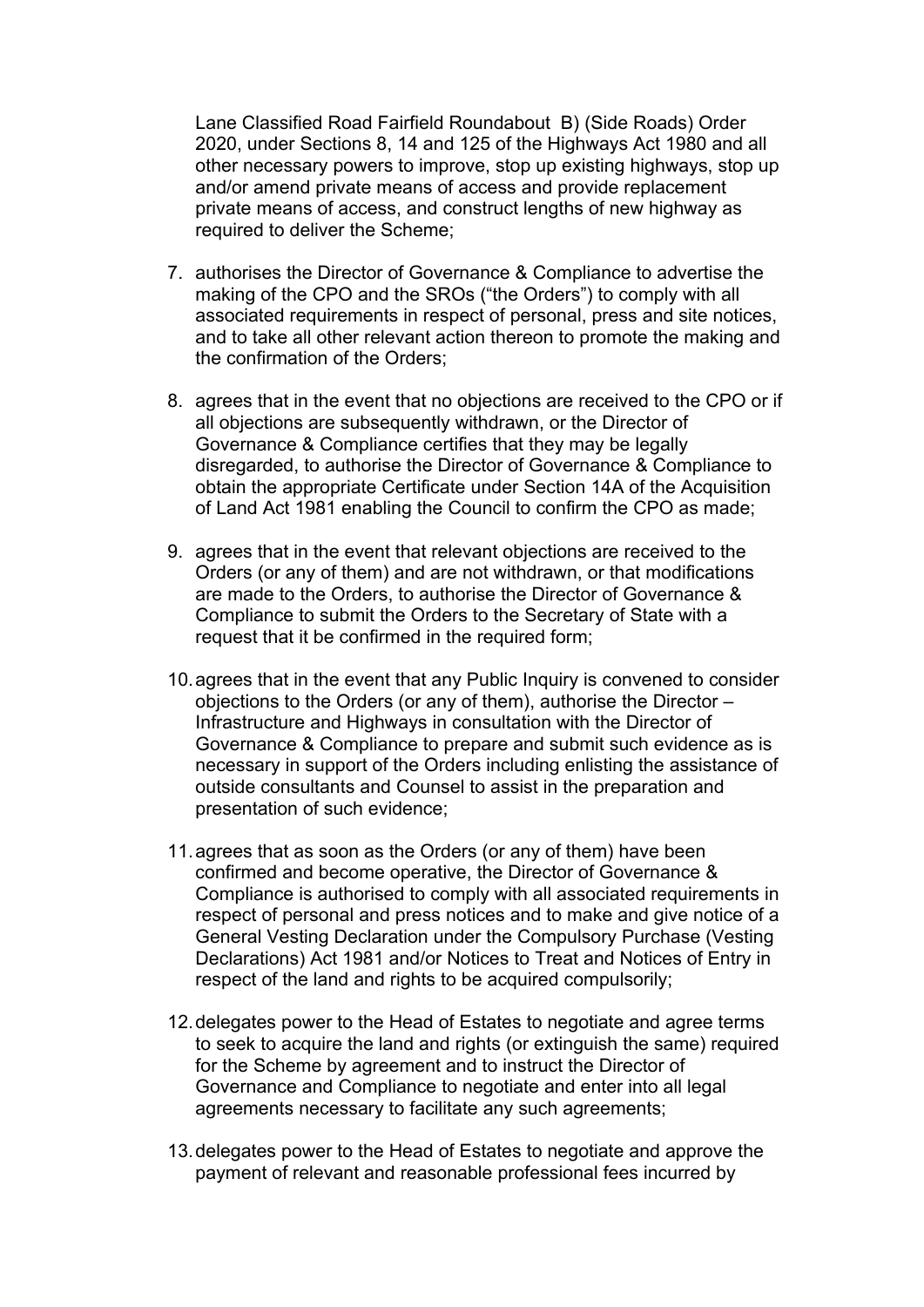Lane Classified Road Fairfield Roundabout  B) (Side Roads) Order 2020, under Sections 8, 14 and 125 of the Highways Act 1980 and all other necessary powers to improve, stop up existing highways, stop up and/or amend private means of access and provide replacement private means of access, and construct lengths of new highway as required to deliver the Scheme;

7. authorises the Director of Governance & Compliance to advertise the making of the CPO and the SROs ("the Orders") to comply with all associated requirements in respect of personal, press and site notices, and to take all other relevant action thereon to promote the making and the confirmation of the Orders;

8. agrees that in the event that no objections are received to the CPO or if all objections are subsequently withdrawn, or the Director of Governance & Compliance certifies that they may be legally disregarded, to authorise the Director of Governance & Compliance to obtain the appropriate Certificate under Section 14A of the Acquisition of Land Act 1981 enabling the Council to confirm the CPO as made;

9. agrees that in the event that relevant objections are received to the Orders (or any of them) and are not withdrawn, or that modifications are made to the Orders, to authorise the Director of Governance & Compliance to submit the Orders to the Secretary of State with a request that it be confirmed in the required form;

10. agrees that in the event that any Public Inquiry is convened to consider objections to the Orders (or any of them), authorise the Director – Infrastructure and Highways in consultation with the Director of Governance & Compliance to prepare and submit such evidence as is necessary in support of the Orders including enlisting the assistance of outside consultants and Counsel to assist in the preparation and presentation of such evidence;

11. agrees that as soon as the Orders (or any of them) have been confirmed and become operative, the Director of Governance & Compliance is authorised to comply with all associated requirements in respect of personal and press notices and to make and give notice of a General Vesting Declaration under the Compulsory Purchase (Vesting Declarations) Act 1981 and/or Notices to Treat and Notices of Entry in respect of the land and rights to be acquired compulsorily;

12. delegates power to the Head of Estates to negotiate and agree terms to seek to acquire the land and rights (or extinguish the same) required for the Scheme by agreement and to instruct the Director of Governance and Compliance to negotiate and enter into all legal agreements necessary to facilitate any such agreements;

13. delegates power to the Head of Estates to negotiate and approve the payment of relevant and reasonable professional fees incurred by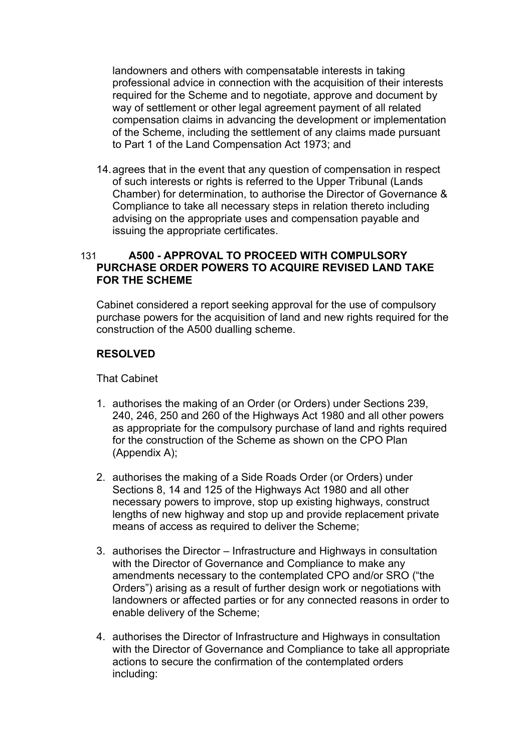landowners and others with compensatable interests in taking professional advice in connection with the acquisition of their interests required for the Scheme and to negotiate, approve and document by way of settlement or other legal agreement payment of all related compensation claims in advancing the development or implementation of the Scheme, including the settlement of any claims made pursuant to Part 1 of the Land Compensation Act 1973; and

14. agrees that in the event that any question of compensation in respect of such interests or rights is referred to the Upper Tribunal (Lands Chamber) for determination, to authorise the Director of Governance & Compliance to take all necessary steps in relation thereto including advising on the appropriate uses and compensation payable and issuing the appropriate certificates.

## 131 A500 - APPROVAL TO PROCEED WITH COMPULSORY PURCHASE ORDER POWERS TO ACQUIRE REVISED LAND TAKE FOR THE SCHEME

Cabinet considered a report seeking approval for the use of compulsory purchase powers for the acquisition of land and new rights required for the construction of the A500 dualling scheme.

**RESOLVED**

That Cabinet

1. authorises the making of an Order (or Orders) under Sections 239, 240, 246, 250 and 260 of the Highways Act 1980 and all other powers as appropriate for the compulsory purchase of land and rights required for the construction of the Scheme as shown on the CPO Plan (Appendix A);

2. authorises the making of a Side Roads Order (or Orders) under Sections 8, 14 and 125 of the Highways Act 1980 and all other necessary powers to improve, stop up existing highways, construct lengths of new highway and stop up and provide replacement private means of access as required to deliver the Scheme;

3. authorises the Director – Infrastructure and Highways in consultation with the Director of Governance and Compliance to make any amendments necessary to the contemplated CPO and/or SRO ("the Orders") arising as a result of further design work or negotiations with landowners or affected parties or for any connected reasons in order to enable delivery of the Scheme;

4. authorises the Director of Infrastructure and Highways in consultation with the Director of Governance and Compliance to take all appropriate actions to secure the confirmation of the contemplated orders including: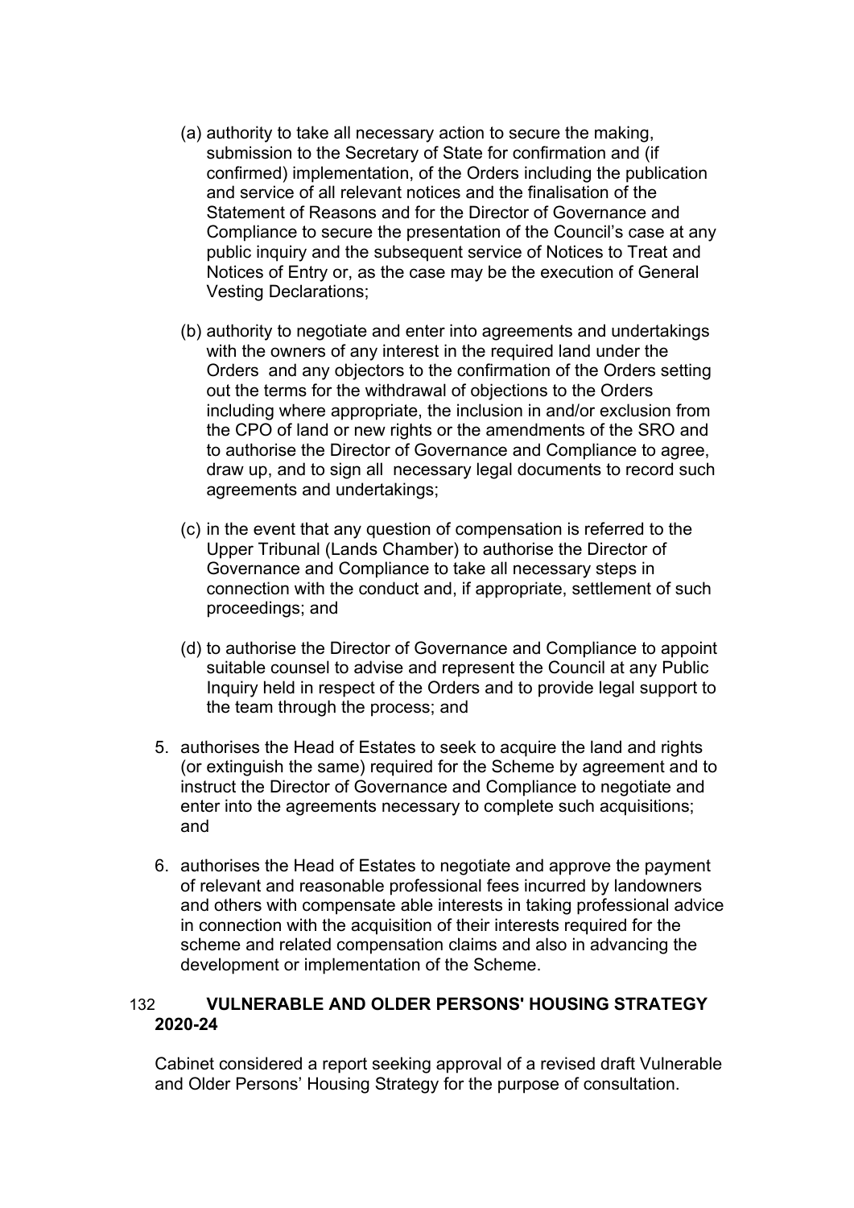(a) authority to take all necessary action to secure the making, submission to the Secretary of State for confirmation and (if confirmed) implementation, of the Orders including the publication and service of all relevant notices and the finalisation of the Statement of Reasons and for the Director of Governance and Compliance to secure the presentation of the Council's case at any public inquiry and the subsequent service of Notices to Treat and Notices of Entry or, as the case may be the execution of General Vesting Declarations;

(b) authority to negotiate and enter into agreements and undertakings with the owners of any interest in the required land under the Orders and any objectors to the confirmation of the Orders setting out the terms for the withdrawal of objections to the Orders including where appropriate, the inclusion in and/or exclusion from the CPO of land or new rights or the amendments of the SRO and to authorise the Director of Governance and Compliance to agree, draw up, and to sign all necessary legal documents to record such agreements and undertakings;

(c) in the event that any question of compensation is referred to the Upper Tribunal (Lands Chamber) to authorise the Director of Governance and Compliance to take all necessary steps in connection with the conduct and, if appropriate, settlement of such proceedings; and

(d) to authorise the Director of Governance and Compliance to appoint suitable counsel to advise and represent the Council at any Public Inquiry held in respect of the Orders and to provide legal support to the team through the process; and

5. authorises the Head of Estates to seek to acquire the land and rights (or extinguish the same) required for the Scheme by agreement and to instruct the Director of Governance and Compliance to negotiate and enter into the agreements necessary to complete such acquisitions; and

6. authorises the Head of Estates to negotiate and approve the payment of relevant and reasonable professional fees incurred by landowners and others with compensate able interests in taking professional advice in connection with the acquisition of their interests required for the scheme and related compensation claims and also in advancing the development or implementation of the Scheme.

## 132 VULNERABLE AND OLDER PERSONS' HOUSING STRATEGY 2020-24

Cabinet considered a report seeking approval of a revised draft Vulnerable and Older Persons' Housing Strategy for the purpose of consultation.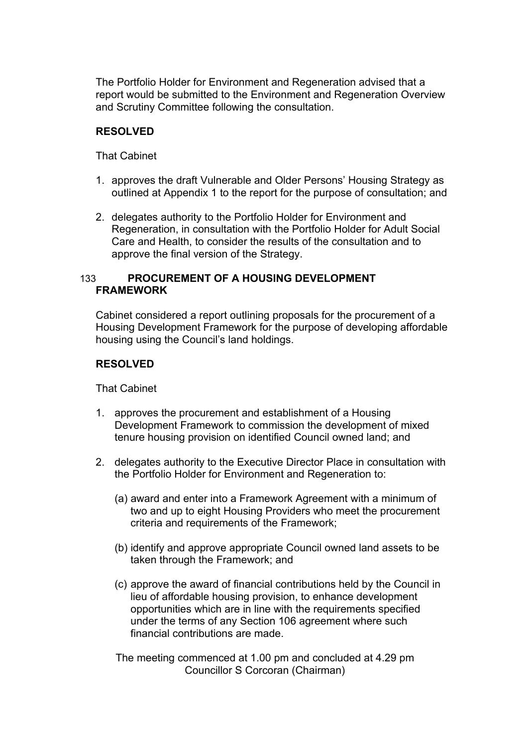The Portfolio Holder for Environment and Regeneration advised that a report would be submitted to the Environment and Regeneration Overview and Scrutiny Committee following the consultation.

**RESOLVED**

That Cabinet

1. approves the draft Vulnerable and Older Persons' Housing Strategy as outlined at Appendix 1 to the report for the purpose of consultation; and
2. delegates authority to the Portfolio Holder for Environment and Regeneration, in consultation with the Portfolio Holder for Adult Social Care and Health, to consider the results of the consultation and to approve the final version of the Strategy.

## 133 PROCUREMENT OF A HOUSING DEVELOPMENT FRAMEWORK

Cabinet considered a report outlining proposals for the procurement of a Housing Development Framework for the purpose of developing affordable housing using the Council's land holdings.

**RESOLVED**

That Cabinet

1. approves the procurement and establishment of a Housing Development Framework to commission the development of mixed tenure housing provision on identified Council owned land; and
2. delegates authority to the Executive Director Place in consultation with the Portfolio Holder for Environment and Regeneration to:

   (a) award and enter into a Framework Agreement with a minimum of two and up to eight Housing Providers who meet the procurement criteria and requirements of the Framework;

   (b) identify and approve appropriate Council owned land assets to be taken through the Framework; and

   (c) approve the award of financial contributions held by the Council in lieu of affordable housing provision, to enhance development opportunities which are in line with the requirements specified under the terms of any Section 106 agreement where such financial contributions are made.

The meeting commenced at 1.00 pm and concluded at 4.29 pm

Councillor S Corcoran (Chairman)